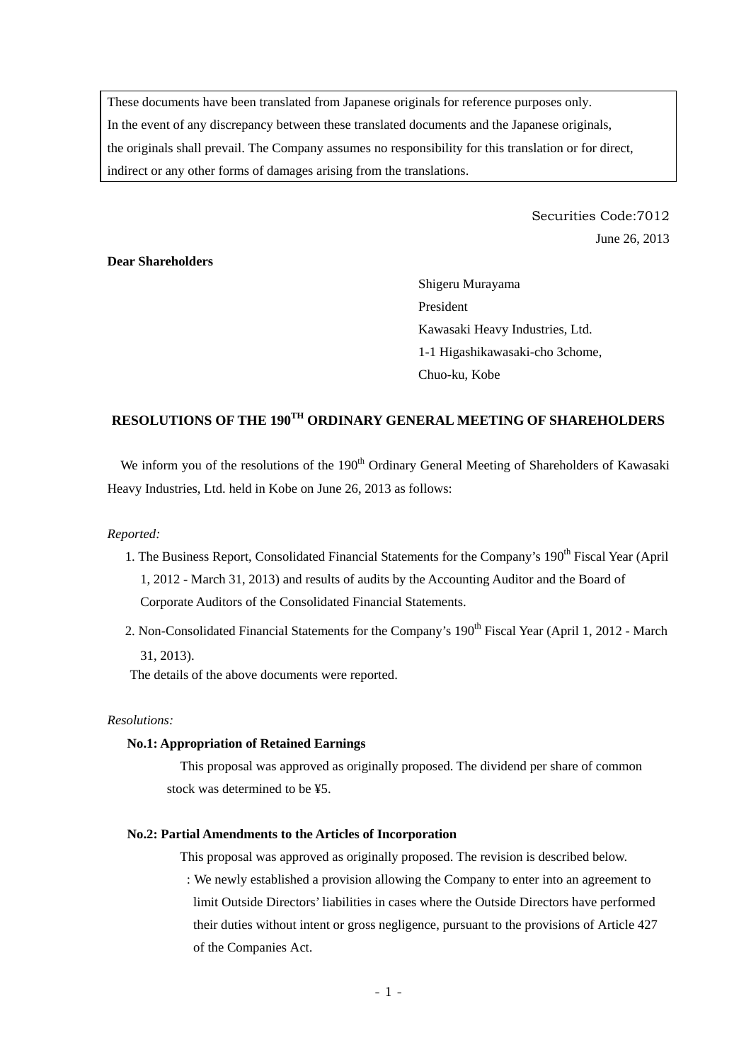These documents have been translated from Japanese originals for reference purposes only.
In the event of any discrepancy between these translated documents and the Japanese originals, the originals shall prevail. The Company assumes no responsibility for this translation or for direct, indirect or any other forms of damages arising from the translations.

Securities Code:7012

June 26, 2013

**Dear Shareholders**

Shigeru Murayama
President
Kawasaki Heavy Industries, Ltd.
1-1 Higashikawasaki-cho 3chome,
Chuo-ku, Kobe

# RESOLUTIONS OF THE 190TH ORDINARY GENERAL MEETING OF SHAREHOLDERS

We inform you of the resolutions of the 190th Ordinary General Meeting of Shareholders of Kawasaki Heavy Industries, Ltd. held in Kobe on June 26, 2013 as follows:

*Reported:*

1. The Business Report, Consolidated Financial Statements for the Company's 190th Fiscal Year (April 1, 2012 - March 31, 2013) and results of audits by the Accounting Auditor and the Board of Corporate Auditors of the Consolidated Financial Statements.
2. Non-Consolidated Financial Statements for the Company's 190th Fiscal Year (April 1, 2012 - March 31, 2013).

The details of the above documents were reported.

*Resolutions:*

**No.1: Appropriation of Retained Earnings**

This proposal was approved as originally proposed. The dividend per share of common stock was determined to be ¥5.

**No.2: Partial Amendments to the Articles of Incorporation**

This proposal was approved as originally proposed. The revision is described below.

: We newly established a provision allowing the Company to enter into an agreement to limit Outside Directors' liabilities in cases where the Outside Directors have performed their duties without intent or gross negligence, pursuant to the provisions of Article 427 of the Companies Act.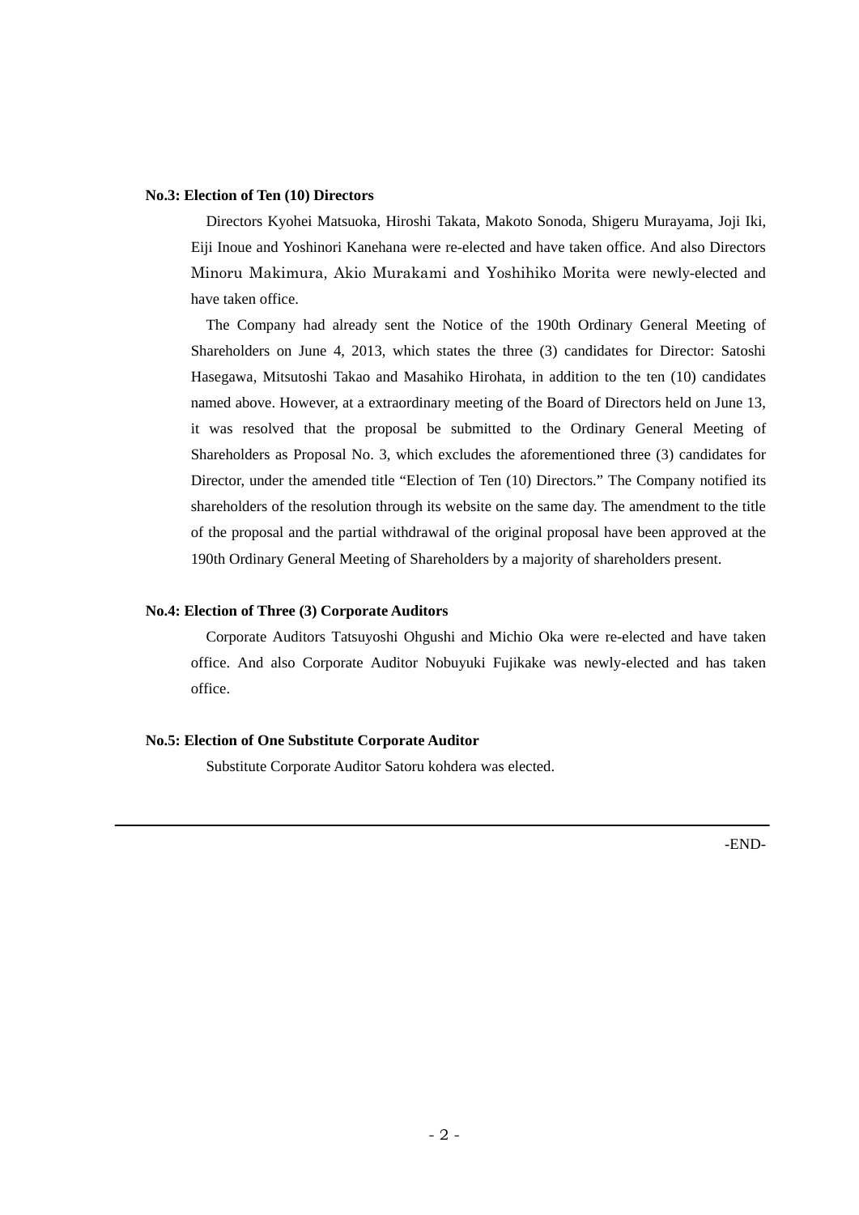**No.3: Election of Ten (10) Directors**

Directors Kyohei Matsuoka, Hiroshi Takata, Makoto Sonoda, Shigeru Murayama, Joji Iki, Eiji Inoue and Yoshinori Kanehana were re-elected and have taken office. And also Directors Minoru Makimura, Akio Murakami and Yoshihiko Morita were newly-elected and have taken office.

The Company had already sent the Notice of the 190th Ordinary General Meeting of Shareholders on June 4, 2013, which states the three (3) candidates for Director: Satoshi Hasegawa, Mitsutoshi Takao and Masahiko Hirohata, in addition to the ten (10) candidates named above. However, at a extraordinary meeting of the Board of Directors held on June 13, it was resolved that the proposal be submitted to the Ordinary General Meeting of Shareholders as Proposal No. 3, which excludes the aforementioned three (3) candidates for Director, under the amended title "Election of Ten (10) Directors." The Company notified its shareholders of the resolution through its website on the same day. The amendment to the title of the proposal and the partial withdrawal of the original proposal have been approved at the 190th Ordinary General Meeting of Shareholders by a majority of shareholders present.

**No.4: Election of Three (3) Corporate Auditors**

Corporate Auditors Tatsuyoshi Ohgushi and Michio Oka were re-elected and have taken office. And also Corporate Auditor Nobuyuki Fujikake was newly-elected and has taken office.

**No.5: Election of One Substitute Corporate Auditor**

Substitute Corporate Auditor Satoru kohdera was elected.

---

-END-